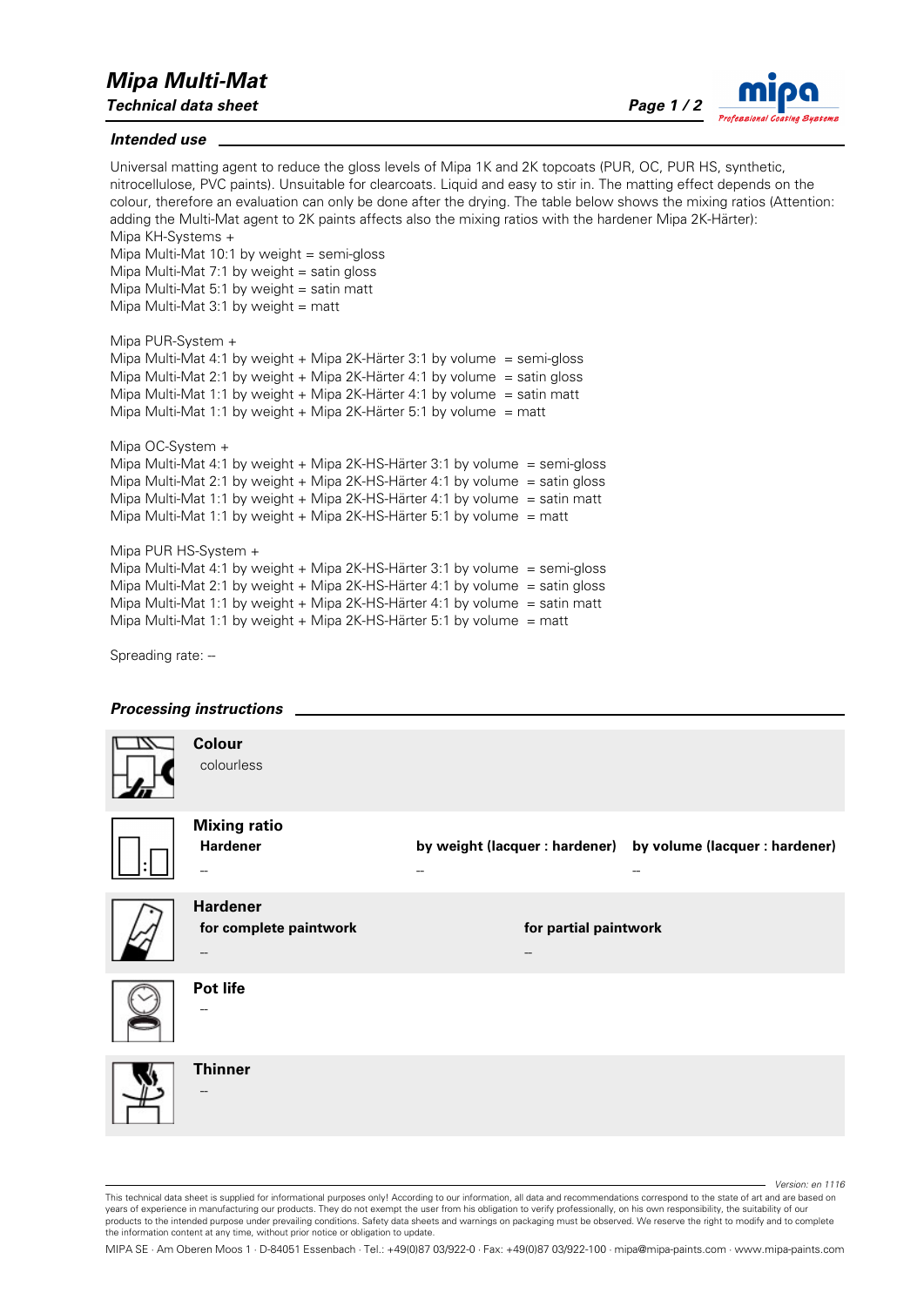// Mipa Multi-Mat
*Technical data sheet*

## *Intended use*

Universal matting agent to reduce the gloss levels of Mipa 1K and 2K topcoats (PUR, OC, PUR HS, synthetic, nitrocellulose, PVC paints). Unsuitable for clearcoats. Liquid and easy to stir in. The matting effect depends on the colour, therefore an evaluation can only be done after the drying. The table below shows the mixing ratios (Attention: adding the Multi-Mat agent to 2K paints affects also the mixing ratios with the hardener Mipa 2K-Härter):

Mipa KH-Systems +
Mipa Multi-Mat 10:1 by weight = semi-gloss
Mipa Multi-Mat 7:1 by weight = satin gloss
Mipa Multi-Mat 5:1 by weight = satin matt
Mipa Multi-Mat 3:1 by weight = matt

Mipa PUR-System +
Mipa Multi-Mat 4:1 by weight + Mipa 2K-Härter 3:1 by volume = semi-gloss
Mipa Multi-Mat 2:1 by weight + Mipa 2K-Härter 4:1 by volume = satin gloss
Mipa Multi-Mat 1:1 by weight + Mipa 2K-Härter 4:1 by volume = satin matt
Mipa Multi-Mat 1:1 by weight + Mipa 2K-Härter 5:1 by volume = matt

Mipa OC-System +
Mipa Multi-Mat 4:1 by weight + Mipa 2K-HS-Härter 3:1 by volume = semi-gloss
Mipa Multi-Mat 2:1 by weight + Mipa 2K-HS-Härter 4:1 by volume = satin gloss
Mipa Multi-Mat 1:1 by weight + Mipa 2K-HS-Härter 4:1 by volume = satin matt
Mipa Multi-Mat 1:1 by weight + Mipa 2K-HS-Härter 5:1 by volume = matt

Mipa PUR HS-System +
Mipa Multi-Mat 4:1 by weight + Mipa 2K-HS-Härter 3:1 by volume = semi-gloss
Mipa Multi-Mat 2:1 by weight + Mipa 2K-HS-Härter 4:1 by volume = satin gloss
Mipa Multi-Mat 1:1 by weight + Mipa 2K-HS-Härter 4:1 by volume = satin matt
Mipa Multi-Mat 1:1 by weight + Mipa 2K-HS-Härter 5:1 by volume = matt

Spreading rate: --

## *Processing instructions*

**Colour**
colourless

**Mixing ratio**

| Hardener | by weight (lacquer : hardener) | by volume (lacquer : hardener) |
|---|---|---|
| -- | -- | -- |

**Hardener**

| for complete paintwork | for partial paintwork |
|---|---|
| -- | -- |

**Pot life**
--

**Thinner**
--

Version: en 1116

This technical data sheet is supplied for informational purposes only! According to our information, all data and recommendations correspond to the state of art and are based on years of experience in manufacturing our products. They do not exempt the user from his obligation to verify professionally, on his own responsibility, the suitability of our products to the intended purpose under prevailing conditions. Safety data sheets and warnings on packaging must be observed. We reserve the right to modify and to complete the information content at any time, without prior notice or obligation to update.

MIPA SE · Am Oberen Moos 1 · D-84051 Essenbach · Tel.: +49(0)87 03/922-0 · Fax: +49(0)87 03/922-100 · mipa@mipa-paints.com · www.mipa-paints.com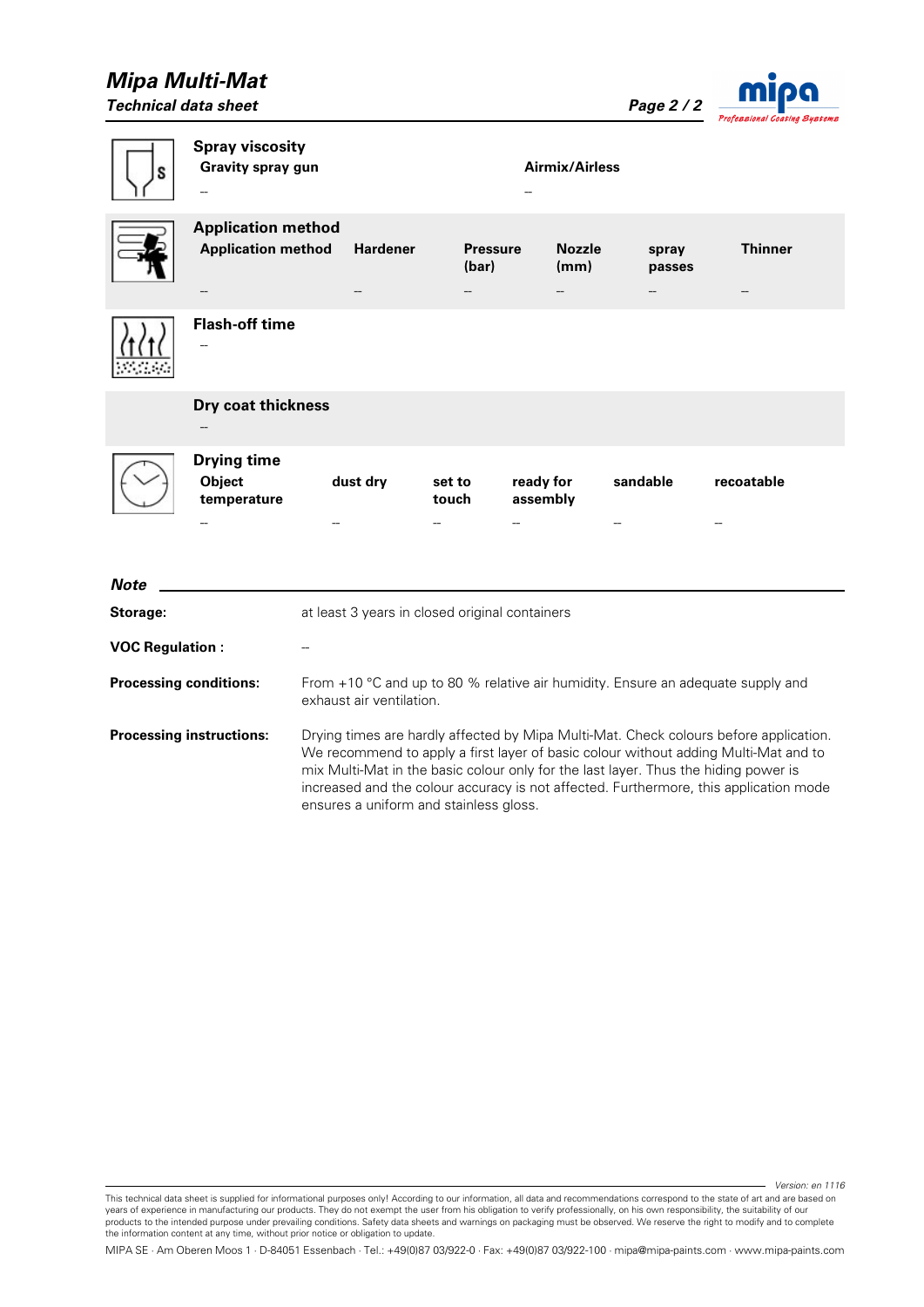## Spray viscosity

| Gravity spray gun | Airmix/Airless |
|---|---|
| -- | -- |

## Application method

| Application method | Hardener | Pressure (bar) | Nozzle (mm) | spray passes | Thinner |
|---|---|---|---|---|---|
| -- | -- | -- | -- | -- | -- |

## Flash-off time

--

## Dry coat thickness

--

## Drying time

| Object temperature | dust dry | set to touch | ready for assembly | sandable | recoatable |
|---|---|---|---|---|---|
| -- | -- | -- | -- | -- | -- |

### *Note*

**Storage:** at least 3 years in closed original containers

**VOC Regulation :** --

**Processing conditions:** From +10 °C and up to 80 % relative air humidity. Ensure an adequate supply and exhaust air ventilation.

**Processing instructions:** Drying times are hardly affected by Mipa Multi-Mat. Check colours before application. We recommend to apply a first layer of basic colour without adding Multi-Mat and to mix Multi-Mat in the basic colour only for the last layer. Thus the hiding power is increased and the colour accuracy is not affected. Furthermore, this application mode ensures a uniform and stainless gloss.

*Version: en 1116*

This technical data sheet is supplied for informational purposes only! According to our information, all data and recommendations correspond to the state of art and are based on years of experience in manufacturing our products. They do not exempt the user from his obligation to verify professionally, on his own responsibility, the suitability of our products to the intended purpose under prevailing conditions. Safety data sheets and warnings on packaging must be observed. We reserve the right to modify and to complete the information content at any time, without prior notice or obligation to update.

MIPA SE · Am Oberen Moos 1 · D-84051 Essenbach · Tel.: +49(0)87 03/922-0 · Fax: +49(0)87 03/922-100 · mipa@mipa-paints.com · www.mipa-paints.com